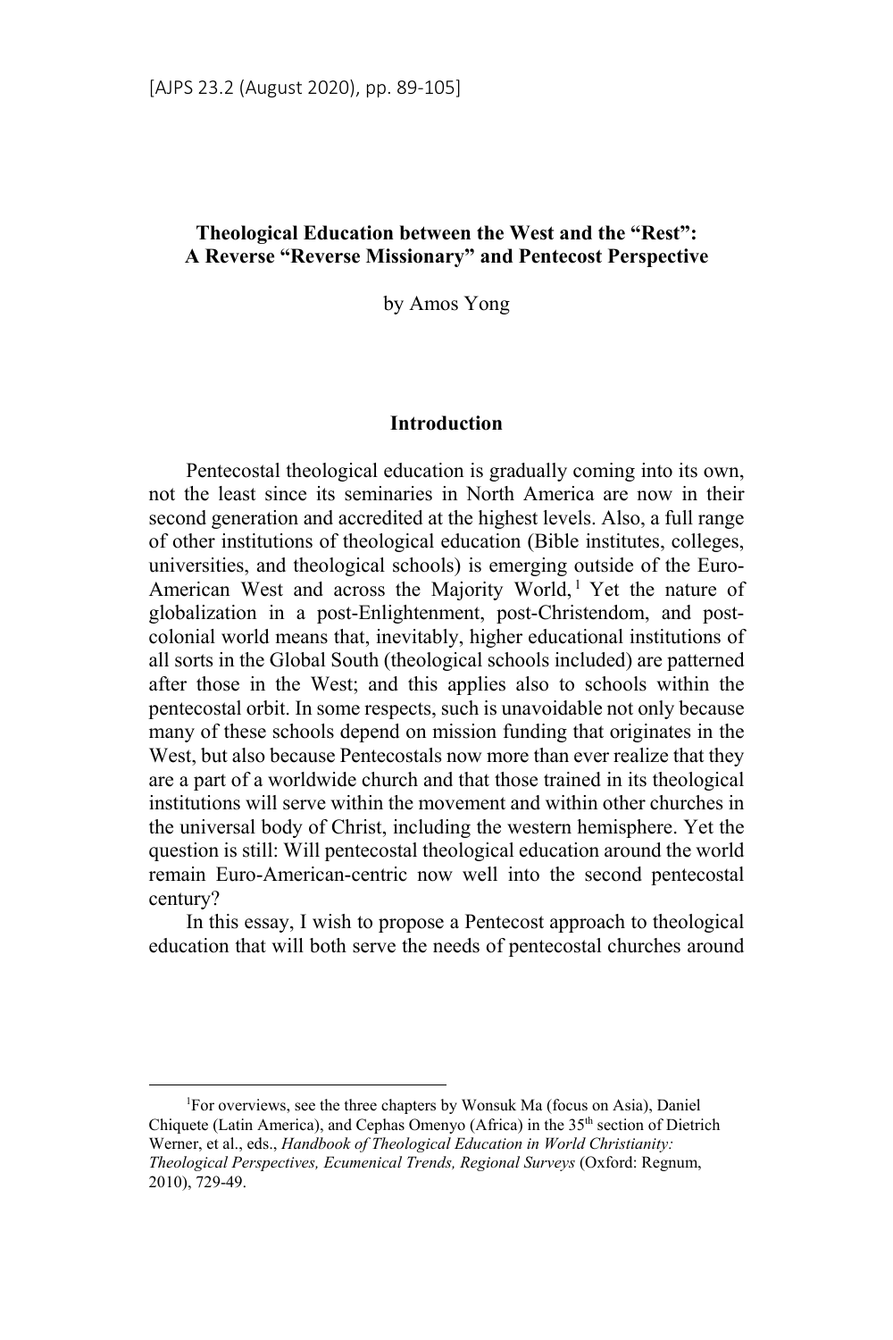# Theological Education between the West and the "Rest": A Reverse "Reverse Missionary" and Pentecost Perspective

by Amos Yong

## Introduction

Pentecostal theological education is gradually coming into its own, not the least since its seminaries in North America are now in their second generation and accredited at the highest levels. Also, a full range of other institutions of theological education (Bible institutes, colleges, universities, and theological schools) is emerging outside of the Euro-American West and across the Majority World,[1] Yet the nature of globalization in a post-Enlightenment, post-Christendom, and post-colonial world means that, inevitably, higher educational institutions of all sorts in the Global South (theological schools included) are patterned after those in the West; and this applies also to schools within the pentecostal orbit. In some respects, such is unavoidable not only because many of these schools depend on mission funding that originates in the West, but also because Pentecostals now more than ever realize that they are a part of a worldwide church and that those trained in its theological institutions will serve within the movement and within other churches in the universal body of Christ, including the western hemisphere. Yet the question is still: Will pentecostal theological education around the world remain Euro-American-centric now well into the second pentecostal century?

In this essay, I wish to propose a Pentecost approach to theological education that will both serve the needs of pentecostal churches around

[1]For overviews, see the three chapters by Wonsuk Ma (focus on Asia), Daniel Chiquete (Latin America), and Cephas Omenyo (Africa) in the 35th section of Dietrich Werner, et al., eds., *Handbook of Theological Education in World Christianity: Theological Perspectives, Ecumenical Trends, Regional Surveys* (Oxford: Regnum, 2010), 729-49.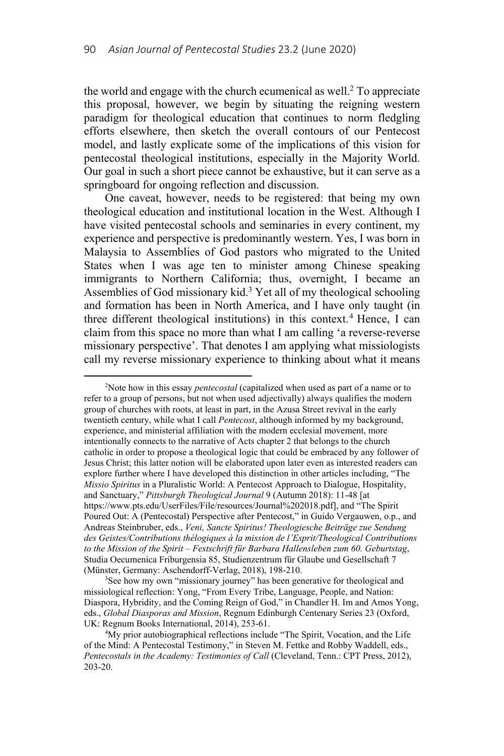the world and engage with the church ecumenical as well.[2] To appreciate this proposal, however, we begin by situating the reigning western paradigm for theological education that continues to norm fledgling efforts elsewhere, then sketch the overall contours of our Pentecost model, and lastly explicate some of the implications of this vision for pentecostal theological institutions, especially in the Majority World. Our goal in such a short piece cannot be exhaustive, but it can serve as a springboard for ongoing reflection and discussion.

One caveat, however, needs to be registered: that being my own theological education and institutional location in the West. Although I have visited pentecostal schools and seminaries in every continent, my experience and perspective is predominantly western. Yes, I was born in Malaysia to Assemblies of God pastors who migrated to the United States when I was age ten to minister among Chinese speaking immigrants to Northern California; thus, overnight, I became an Assemblies of God missionary kid.[3] Yet all of my theological schooling and formation has been in North America, and I have only taught (in three different theological institutions) in this context.[4] Hence, I can claim from this space no more than what I am calling 'a reverse-reverse missionary perspective'. That denotes I am applying what missiologists call my reverse missionary experience to thinking about what it means

---

[2]Note how in this essay *pentecostal* (capitalized when used as part of a name or to refer to a group of persons, but not when used adjectivally) always qualifies the modern group of churches with roots, at least in part, in the Azusa Street revival in the early twentieth century, while what I call *Pentecost*, although informed by my background, experience, and ministerial affiliation with the modern ecclesial movement, more intentionally connects to the narrative of Acts chapter 2 that belongs to the church catholic in order to propose a theological logic that could be embraced by any follower of Jesus Christ; this latter notion will be elaborated upon later even as interested readers can explore further where I have developed this distinction in other articles including, "The *Missio Spiritus* in a Pluralistic World: A Pentecost Approach to Dialogue, Hospitality, and Sanctuary," *Pittsburgh Theological Journal* 9 (Autumn 2018): 11-48 [at https://www.pts.edu/UserFiles/File/resources/Journal%202018.pdf], and "The Spirit Poured Out: A (Pentecostal) Perspective after Pentecost," in Guido Vergauwen, o.p., and Andreas Steinbruber, eds., *Veni, Sancte Spiritus! Theologiesche Beiträge zue Sendung des Geistes/Contributions thélogiques à la mission de l'Esprit/Theological Contributions to the Mission of the Spirit – Festschrift für Barbara Hallensleben zum 60. Geburtstag*, Studia Oecumenica Friburgensia 85, Studienzentrum für Glaube und Gesellschaft 7 (Münster, Germany: Aschendorff-Verlag, 2018), 198-210.

[3]See how my own "missionary journey" has been generative for theological and missiological reflection: Yong, "From Every Tribe, Language, People, and Nation: Diaspora, Hybridity, and the Coming Reign of God," in Chandler H. Im and Amos Yong, eds., *Global Diasporas and Mission*, Regnum Edinburgh Centenary Series 23 (Oxford, UK: Regnum Books International, 2014), 253-61.

[4]My prior autobiographical reflections include "The Spirit, Vocation, and the Life of the Mind: A Pentecostal Testimony," in Steven M. Fettke and Robby Waddell, eds., *Pentecostals in the Academy: Testimonies of Call* (Cleveland, Tenn.: CPT Press, 2012), 203-20.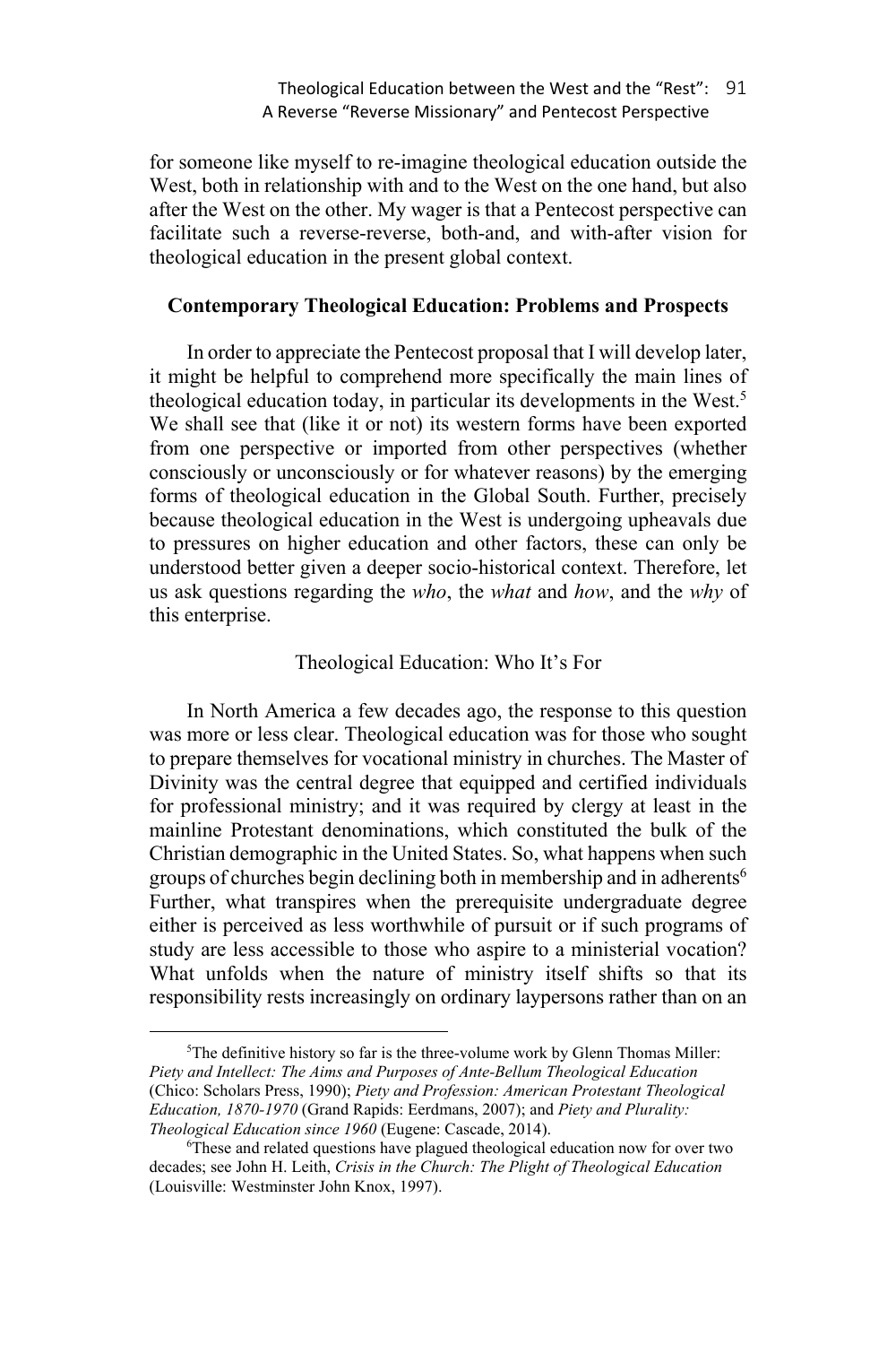for someone like myself to re-imagine theological education outside the West, both in relationship with and to the West on the one hand, but also after the West on the other. My wager is that a Pentecost perspective can facilitate such a reverse-reverse, both-and, and with-after vision for theological education in the present global context.

## Contemporary Theological Education: Problems and Prospects

In order to appreciate the Pentecost proposal that I will develop later, it might be helpful to comprehend more specifically the main lines of theological education today, in particular its developments in the West.[5] We shall see that (like it or not) its western forms have been exported from one perspective or imported from other perspectives (whether consciously or unconsciously or for whatever reasons) by the emerging forms of theological education in the Global South. Further, precisely because theological education in the West is undergoing upheavals due to pressures on higher education and other factors, these can only be understood better given a deeper socio-historical context. Therefore, let us ask questions regarding the *who*, the *what* and *how*, and the *why* of this enterprise.

### Theological Education: Who It's For

In North America a few decades ago, the response to this question was more or less clear. Theological education was for those who sought to prepare themselves for vocational ministry in churches. The Master of Divinity was the central degree that equipped and certified individuals for professional ministry; and it was required by clergy at least in the mainline Protestant denominations, which constituted the bulk of the Christian demographic in the United States. So, what happens when such groups of churches begin declining both in membership and in adherents[6] Further, what transpires when the prerequisite undergraduate degree either is perceived as less worthwhile of pursuit or if such programs of study are less accessible to those who aspire to a ministerial vocation? What unfolds when the nature of ministry itself shifts so that its responsibility rests increasingly on ordinary laypersons rather than on an

---

[5]The definitive history so far is the three-volume work by Glenn Thomas Miller: *Piety and Intellect: The Aims and Purposes of Ante-Bellum Theological Education* (Chico: Scholars Press, 1990); *Piety and Profession: American Protestant Theological Education, 1870-1970* (Grand Rapids: Eerdmans, 2007); and *Piety and Plurality: Theological Education since 1960* (Eugene: Cascade, 2014).

[6]These and related questions have plagued theological education now for over two decades; see John H. Leith, *Crisis in the Church: The Plight of Theological Education* (Louisville: Westminster John Knox, 1997).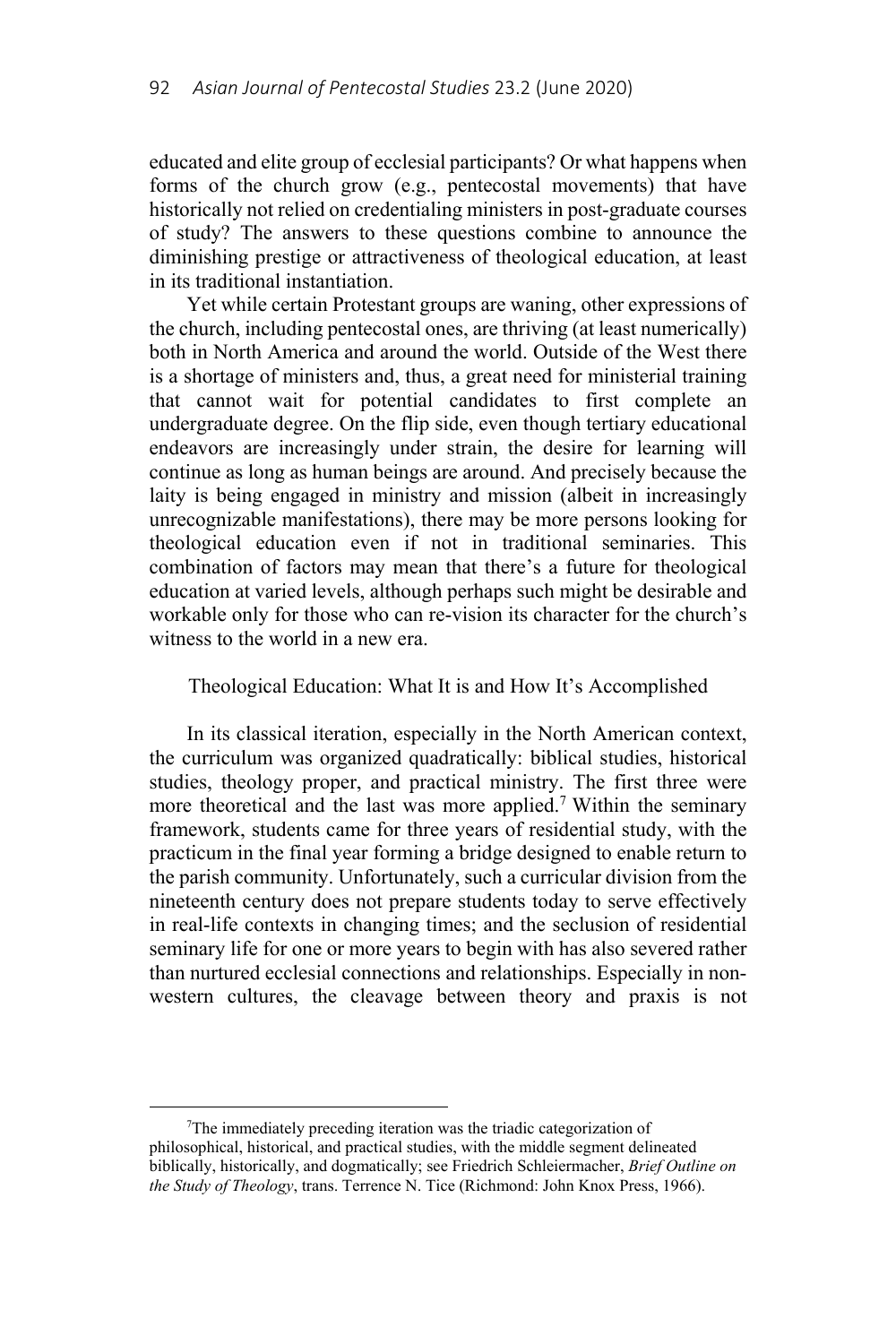educated and elite group of ecclesial participants? Or what happens when forms of the church grow (e.g., pentecostal movements) that have historically not relied on credentialing ministers in post-graduate courses of study? The answers to these questions combine to announce the diminishing prestige or attractiveness of theological education, at least in its traditional instantiation.

Yet while certain Protestant groups are waning, other expressions of the church, including pentecostal ones, are thriving (at least numerically) both in North America and around the world. Outside of the West there is a shortage of ministers and, thus, a great need for ministerial training that cannot wait for potential candidates to first complete an undergraduate degree. On the flip side, even though tertiary educational endeavors are increasingly under strain, the desire for learning will continue as long as human beings are around. And precisely because the laity is being engaged in ministry and mission (albeit in increasingly unrecognizable manifestations), there may be more persons looking for theological education even if not in traditional seminaries. This combination of factors may mean that there's a future for theological education at varied levels, although perhaps such might be desirable and workable only for those who can re-vision its character for the church's witness to the world in a new era.

## Theological Education: What It is and How It's Accomplished

In its classical iteration, especially in the North American context, the curriculum was organized quadratically: biblical studies, historical studies, theology proper, and practical ministry. The first three were more theoretical and the last was more applied.[7] Within the seminary framework, students came for three years of residential study, with the practicum in the final year forming a bridge designed to enable return to the parish community. Unfortunately, such a curricular division from the nineteenth century does not prepare students today to serve effectively in real-life contexts in changing times; and the seclusion of residential seminary life for one or more years to begin with has also severed rather than nurtured ecclesial connections and relationships. Especially in non-western cultures, the cleavage between theory and praxis is not

---

[7]The immediately preceding iteration was the triadic categorization of philosophical, historical, and practical studies, with the middle segment delineated biblically, historically, and dogmatically; see Friedrich Schleiermacher, *Brief Outline on the Study of Theology*, trans. Terrence N. Tice (Richmond: John Knox Press, 1966).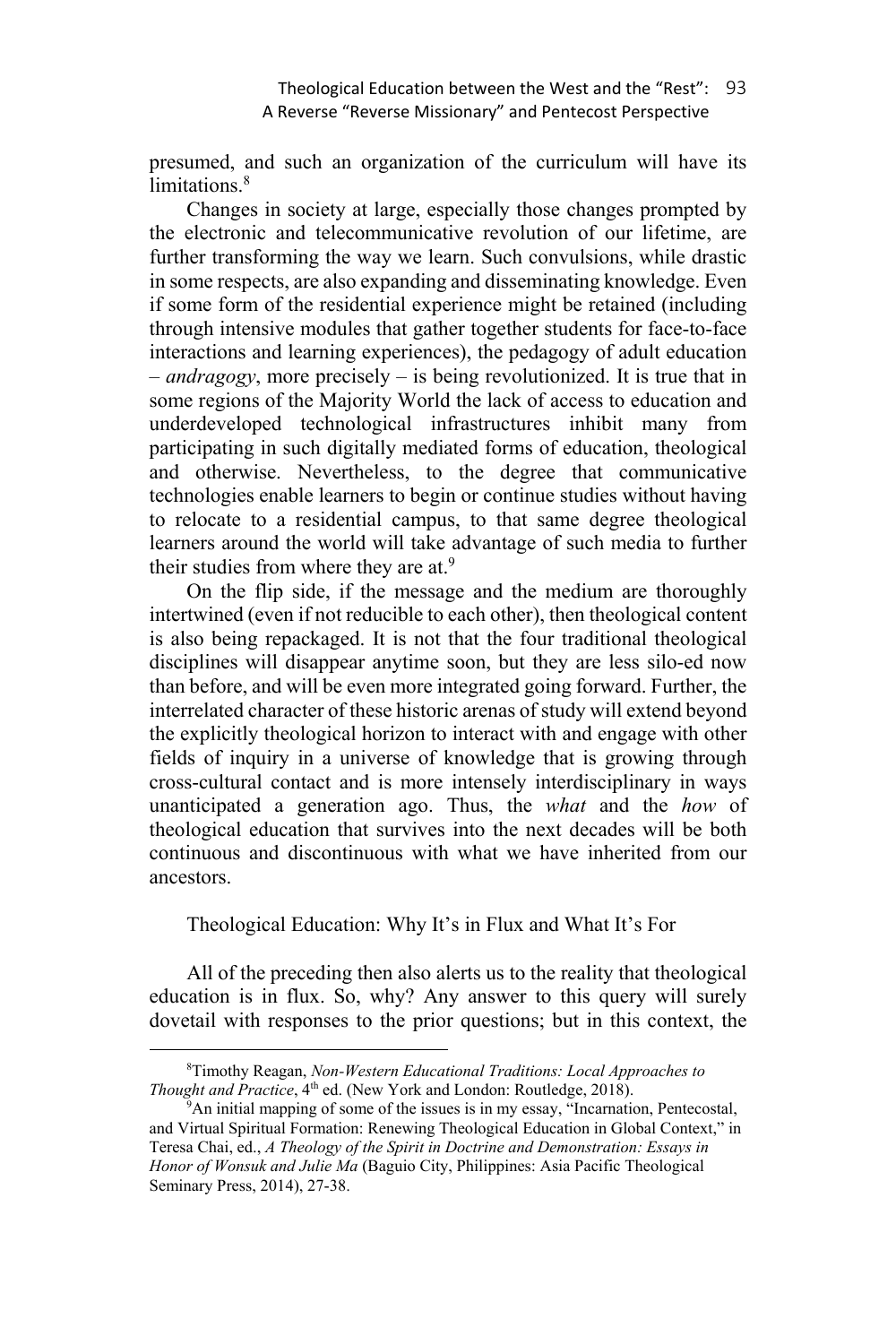presumed, and such an organization of the curriculum will have its limitations.[8]

Changes in society at large, especially those changes prompted by the electronic and telecommunicative revolution of our lifetime, are further transforming the way we learn. Such convulsions, while drastic in some respects, are also expanding and disseminating knowledge. Even if some form of the residential experience might be retained (including through intensive modules that gather together students for face-to-face interactions and learning experiences), the pedagogy of adult education – *andragogy*, more precisely – is being revolutionized. It is true that in some regions of the Majority World the lack of access to education and underdeveloped technological infrastructures inhibit many from participating in such digitally mediated forms of education, theological and otherwise. Nevertheless, to the degree that communicative technologies enable learners to begin or continue studies without having to relocate to a residential campus, to that same degree theological learners around the world will take advantage of such media to further their studies from where they are at.[9]

On the flip side, if the message and the medium are thoroughly intertwined (even if not reducible to each other), then theological content is also being repackaged. It is not that the four traditional theological disciplines will disappear anytime soon, but they are less silo-ed now than before, and will be even more integrated going forward. Further, the interrelated character of these historic arenas of study will extend beyond the explicitly theological horizon to interact with and engage with other fields of inquiry in a universe of knowledge that is growing through cross-cultural contact and is more intensely interdisciplinary in ways unanticipated a generation ago. Thus, the *what* and the *how* of theological education that survives into the next decades will be both continuous and discontinuous with what we have inherited from our ancestors.

## Theological Education: Why It's in Flux and What It's For

All of the preceding then also alerts us to the reality that theological education is in flux. So, why? Any answer to this query will surely dovetail with responses to the prior questions; but in this context, the

---

[8] Timothy Reagan, *Non-Western Educational Traditions: Local Approaches to Thought and Practice*, 4th ed. (New York and London: Routledge, 2018).

[9] An initial mapping of some of the issues is in my essay, "Incarnation, Pentecostal, and Virtual Spiritual Formation: Renewing Theological Education in Global Context," in Teresa Chai, ed., *A Theology of the Spirit in Doctrine and Demonstration: Essays in Honor of Wonsuk and Julie Ma* (Baguio City, Philippines: Asia Pacific Theological Seminary Press, 2014), 27-38.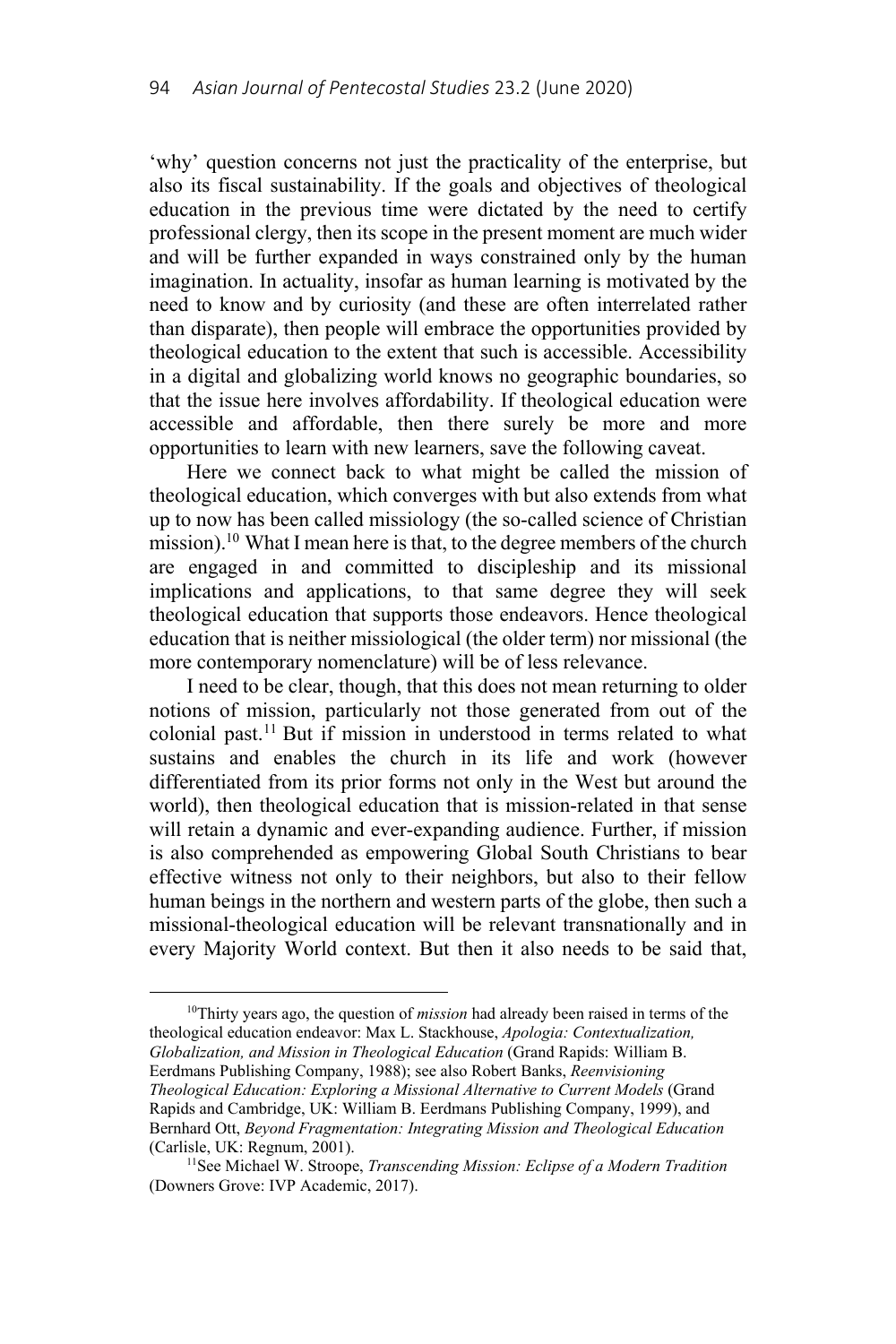'why' question concerns not just the practicality of the enterprise, but also its fiscal sustainability. If the goals and objectives of theological education in the previous time were dictated by the need to certify professional clergy, then its scope in the present moment are much wider and will be further expanded in ways constrained only by the human imagination. In actuality, insofar as human learning is motivated by the need to know and by curiosity (and these are often interrelated rather than disparate), then people will embrace the opportunities provided by theological education to the extent that such is accessible. Accessibility in a digital and globalizing world knows no geographic boundaries, so that the issue here involves affordability. If theological education were accessible and affordable, then there surely be more and more opportunities to learn with new learners, save the following caveat.

Here we connect back to what might be called the mission of theological education, which converges with but also extends from what up to now has been called missiology (the so-called science of Christian mission).[10] What I mean here is that, to the degree members of the church are engaged in and committed to discipleship and its missional implications and applications, to that same degree they will seek theological education that supports those endeavors. Hence theological education that is neither missiological (the older term) nor missional (the more contemporary nomenclature) will be of less relevance.

I need to be clear, though, that this does not mean returning to older notions of mission, particularly not those generated from out of the colonial past.[11] But if mission in understood in terms related to what sustains and enables the church in its life and work (however differentiated from its prior forms not only in the West but around the world), then theological education that is mission-related in that sense will retain a dynamic and ever-expanding audience. Further, if mission is also comprehended as empowering Global South Christians to bear effective witness not only to their neighbors, but also to their fellow human beings in the northern and western parts of the globe, then such a missional-theological education will be relevant transnationally and in every Majority World context. But then it also needs to be said that,

[10] Thirty years ago, the question of *mission* had already been raised in terms of the theological education endeavor: Max L. Stackhouse, *Apologia: Contextualization, Globalization, and Mission in Theological Education* (Grand Rapids: William B. Eerdmans Publishing Company, 1988); see also Robert Banks, *Reenvisioning Theological Education: Exploring a Missional Alternative to Current Models* (Grand Rapids and Cambridge, UK: William B. Eerdmans Publishing Company, 1999), and Bernhard Ott, *Beyond Fragmentation: Integrating Mission and Theological Education* (Carlisle, UK: Regnum, 2001).

[11] See Michael W. Stroope, *Transcending Mission: Eclipse of a Modern Tradition* (Downers Grove: IVP Academic, 2017).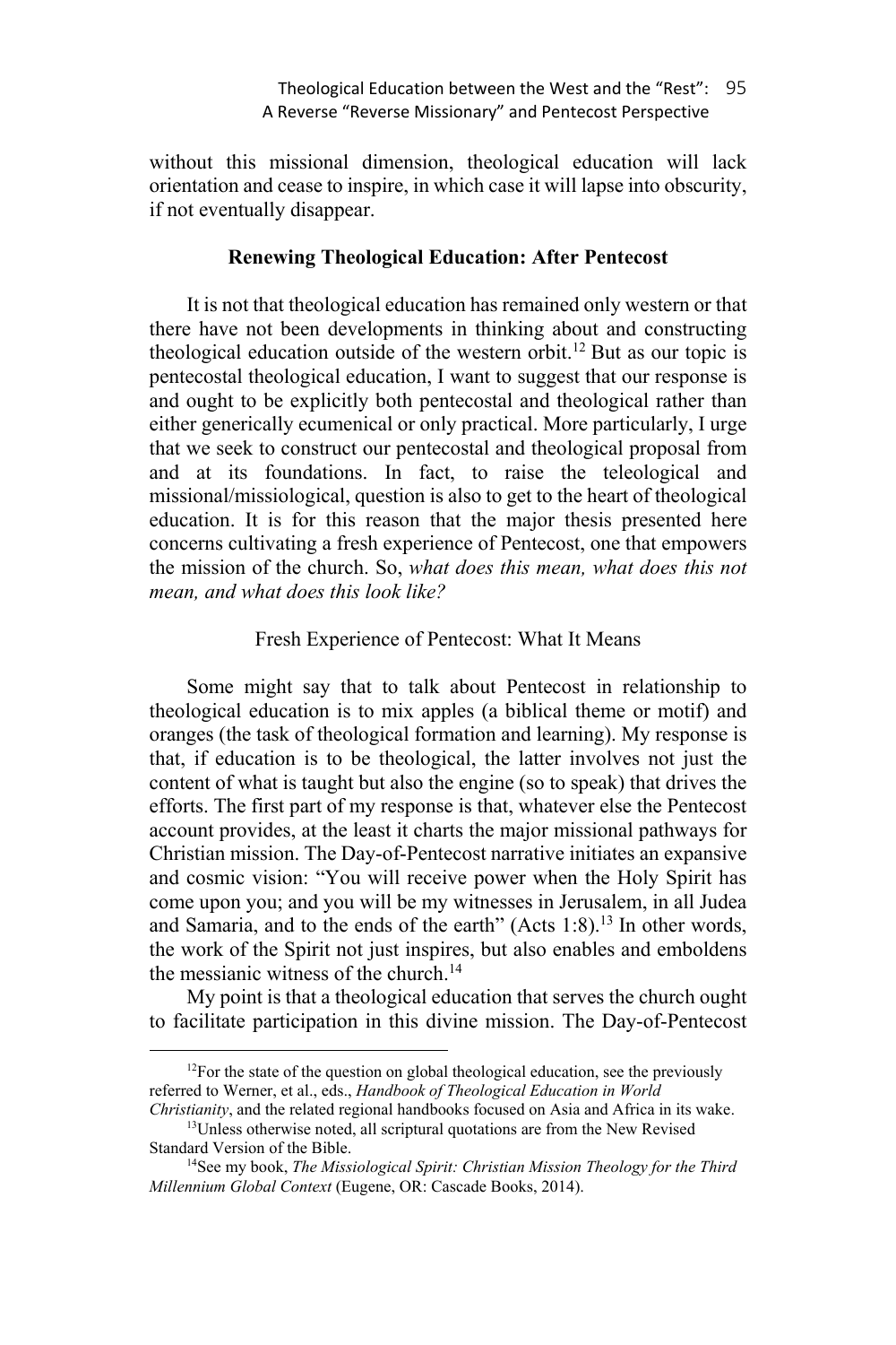without this missional dimension, theological education will lack orientation and cease to inspire, in which case it will lapse into obscurity, if not eventually disappear.

## Renewing Theological Education: After Pentecost

It is not that theological education has remained only western or that there have not been developments in thinking about and constructing theological education outside of the western orbit.[12] But as our topic is pentecostal theological education, I want to suggest that our response is and ought to be explicitly both pentecostal and theological rather than either generically ecumenical or only practical. More particularly, I urge that we seek to construct our pentecostal and theological proposal from and at its foundations. In fact, to raise the teleological and missional/missiological, question is also to get to the heart of theological education. It is for this reason that the major thesis presented here concerns cultivating a fresh experience of Pentecost, one that empowers the mission of the church. So, *what does this mean, what does this not mean, and what does this look like?*

### Fresh Experience of Pentecost: What It Means

Some might say that to talk about Pentecost in relationship to theological education is to mix apples (a biblical theme or motif) and oranges (the task of theological formation and learning). My response is that, if education is to be theological, the latter involves not just the content of what is taught but also the engine (so to speak) that drives the efforts. The first part of my response is that, whatever else the Pentecost account provides, at the least it charts the major missional pathways for Christian mission. The Day-of-Pentecost narrative initiates an expansive and cosmic vision: "You will receive power when the Holy Spirit has come upon you; and you will be my witnesses in Jerusalem, in all Judea and Samaria, and to the ends of the earth" (Acts 1:8).[13] In other words, the work of the Spirit not just inspires, but also enables and emboldens the messianic witness of the church.[14]

My point is that a theological education that serves the church ought to facilitate participation in this divine mission. The Day-of-Pentecost

---

[12]For the state of the question on global theological education, see the previously referred to Werner, et al., eds., *Handbook of Theological Education in World Christianity*, and the related regional handbooks focused on Asia and Africa in its wake.

[13]Unless otherwise noted, all scriptural quotations are from the New Revised Standard Version of the Bible.

[14]See my book, *The Missiological Spirit: Christian Mission Theology for the Third Millennium Global Context* (Eugene, OR: Cascade Books, 2014).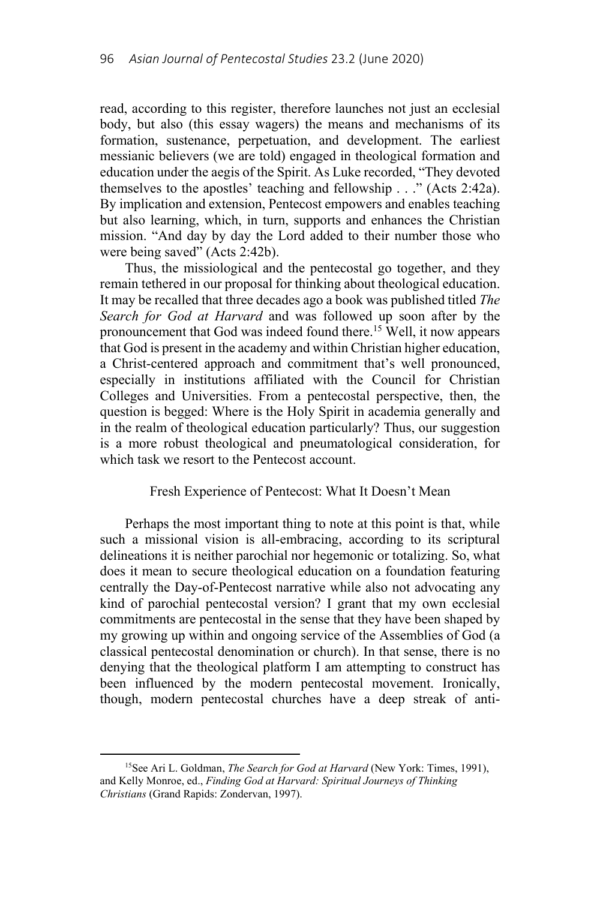read, according to this register, therefore launches not just an ecclesial body, but also (this essay wagers) the means and mechanisms of its formation, sustenance, perpetuation, and development. The earliest messianic believers (we are told) engaged in theological formation and education under the aegis of the Spirit. As Luke recorded, "They devoted themselves to the apostles' teaching and fellowship . . ." (Acts 2:42a). By implication and extension, Pentecost empowers and enables teaching but also learning, which, in turn, supports and enhances the Christian mission. "And day by day the Lord added to their number those who were being saved" (Acts 2:42b).

Thus, the missiological and the pentecostal go together, and they remain tethered in our proposal for thinking about theological education. It may be recalled that three decades ago a book was published titled *The Search for God at Harvard* and was followed up soon after by the pronouncement that God was indeed found there.[15] Well, it now appears that God is present in the academy and within Christian higher education, a Christ-centered approach and commitment that's well pronounced, especially in institutions affiliated with the Council for Christian Colleges and Universities. From a pentecostal perspective, then, the question is begged: Where is the Holy Spirit in academia generally and in the realm of theological education particularly? Thus, our suggestion is a more robust theological and pneumatological consideration, for which task we resort to the Pentecost account.

## Fresh Experience of Pentecost: What It Doesn't Mean

Perhaps the most important thing to note at this point is that, while such a missional vision is all-embracing, according to its scriptural delineations it is neither parochial nor hegemonic or totalizing. So, what does it mean to secure theological education on a foundation featuring centrally the Day-of-Pentecost narrative while also not advocating any kind of parochial pentecostal version? I grant that my own ecclesial commitments are pentecostal in the sense that they have been shaped by my growing up within and ongoing service of the Assemblies of God (a classical pentecostal denomination or church). In that sense, there is no denying that the theological platform I am attempting to construct has been influenced by the modern pentecostal movement. Ironically, though, modern pentecostal churches have a deep streak of anti-

[15] See Ari L. Goldman, *The Search for God at Harvard* (New York: Times, 1991), and Kelly Monroe, ed., *Finding God at Harvard: Spiritual Journeys of Thinking Christians* (Grand Rapids: Zondervan, 1997).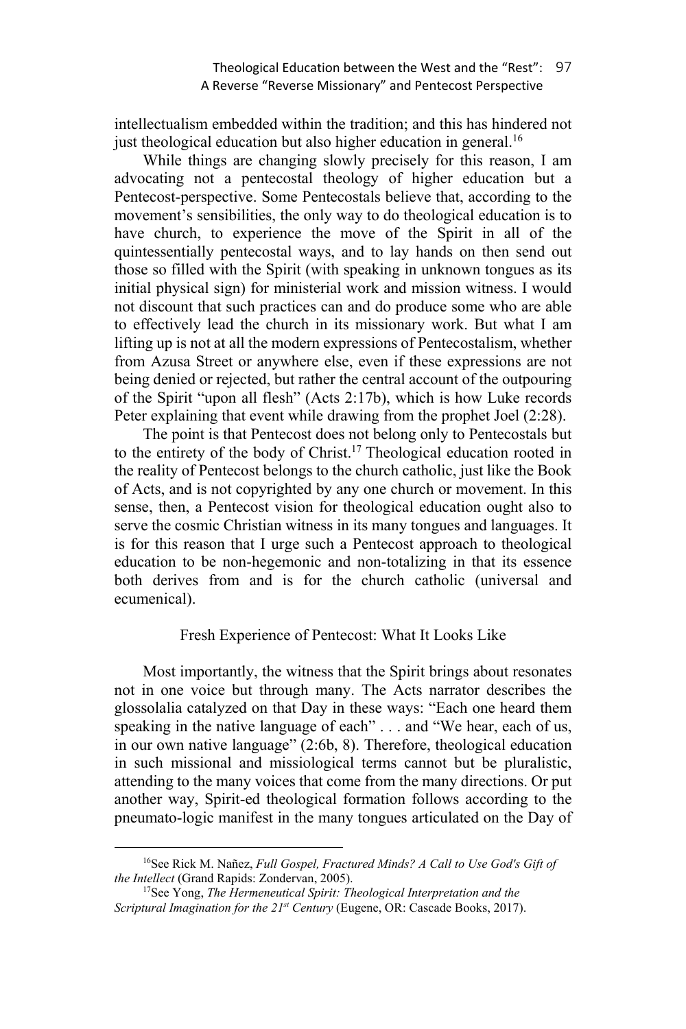intellectualism embedded within the tradition; and this has hindered not just theological education but also higher education in general.[16]

While things are changing slowly precisely for this reason, I am advocating not a pentecostal theology of higher education but a Pentecost-perspective. Some Pentecostals believe that, according to the movement's sensibilities, the only way to do theological education is to have church, to experience the move of the Spirit in all of the quintessentially pentecostal ways, and to lay hands on then send out those so filled with the Spirit (with speaking in unknown tongues as its initial physical sign) for ministerial work and mission witness. I would not discount that such practices can and do produce some who are able to effectively lead the church in its missionary work. But what I am lifting up is not at all the modern expressions of Pentecostalism, whether from Azusa Street or anywhere else, even if these expressions are not being denied or rejected, but rather the central account of the outpouring of the Spirit "upon all flesh" (Acts 2:17b), which is how Luke records Peter explaining that event while drawing from the prophet Joel (2:28).

The point is that Pentecost does not belong only to Pentecostals but to the entirety of the body of Christ.[17] Theological education rooted in the reality of Pentecost belongs to the church catholic, just like the Book of Acts, and is not copyrighted by any one church or movement. In this sense, then, a Pentecost vision for theological education ought also to serve the cosmic Christian witness in its many tongues and languages. It is for this reason that I urge such a Pentecost approach to theological education to be non-hegemonic and non-totalizing in that its essence both derives from and is for the church catholic (universal and ecumenical).

## Fresh Experience of Pentecost: What It Looks Like

Most importantly, the witness that the Spirit brings about resonates not in one voice but through many. The Acts narrator describes the glossolalia catalyzed on that Day in these ways: "Each one heard them speaking in the native language of each" . . . and "We hear, each of us, in our own native language" (2:6b, 8). Therefore, theological education in such missional and missiological terms cannot but be pluralistic, attending to the many voices that come from the many directions. Or put another way, Spirit-ed theological formation follows according to the pneumato-logic manifest in the many tongues articulated on the Day of

---

[16] See Rick M. Nañez, *Full Gospel, Fractured Minds? A Call to Use God's Gift of the Intellect* (Grand Rapids: Zondervan, 2005).

[17] See Yong, *The Hermeneutical Spirit: Theological Interpretation and the Scriptural Imagination for the 21st Century* (Eugene, OR: Cascade Books, 2017).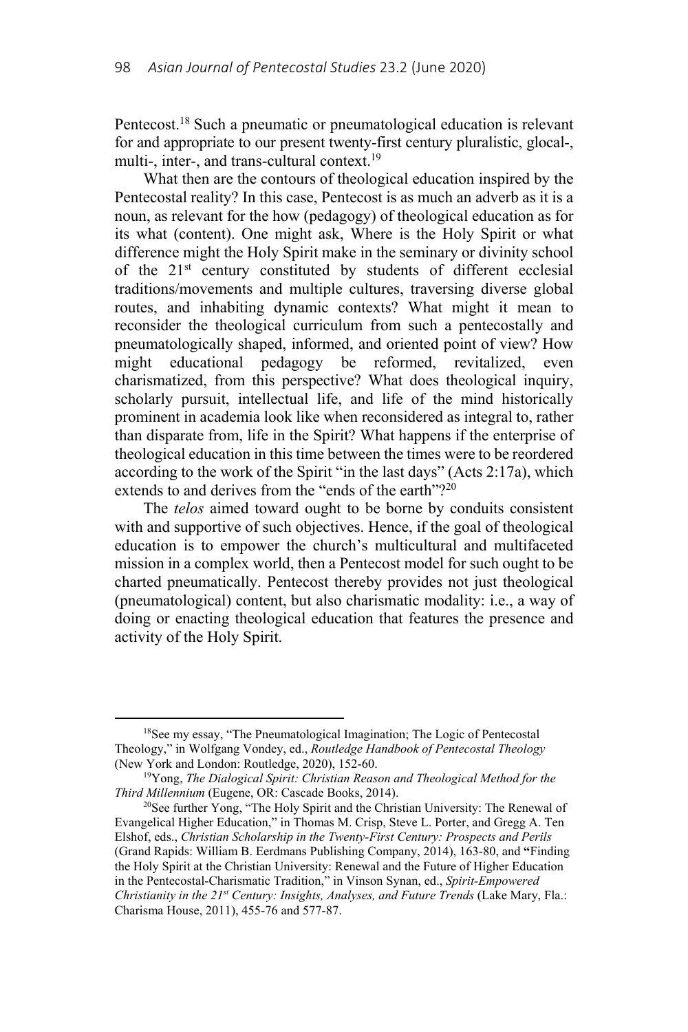Pentecost.[18] Such a pneumatic or pneumatological education is relevant for and appropriate to our present twenty-first century pluralistic, glocal-, multi-, inter-, and trans-cultural context.[19]

What then are the contours of theological education inspired by the Pentecostal reality? In this case, Pentecost is as much an adverb as it is a noun, as relevant for the how (pedagogy) of theological education as for its what (content). One might ask, Where is the Holy Spirit or what difference might the Holy Spirit make in the seminary or divinity school of the 21st century constituted by students of different ecclesial traditions/movements and multiple cultures, traversing diverse global routes, and inhabiting dynamic contexts? What might it mean to reconsider the theological curriculum from such a pentecostally and pneumatologically shaped, informed, and oriented point of view? How might educational pedagogy be reformed, revitalized, even charismatized, from this perspective? What does theological inquiry, scholarly pursuit, intellectual life, and life of the mind historically prominent in academia look like when reconsidered as integral to, rather than disparate from, life in the Spirit? What happens if the enterprise of theological education in this time between the times were to be reordered according to the work of the Spirit "in the last days" (Acts 2:17a), which extends to and derives from the "ends of the earth"?[20]

The *telos* aimed toward ought to be borne by conduits consistent with and supportive of such objectives. Hence, if the goal of theological education is to empower the church's multicultural and multifaceted mission in a complex world, then a Pentecost model for such ought to be charted pneumatically. Pentecost thereby provides not just theological (pneumatological) content, but also charismatic modality: i.e., a way of doing or enacting theological education that features the presence and activity of the Holy Spirit.

---

[18]See my essay, "The Pneumatological Imagination; The Logic of Pentecostal Theology," in Wolfgang Vondey, ed., *Routledge Handbook of Pentecostal Theology* (New York and London: Routledge, 2020), 152-60.

[19]Yong, *The Dialogical Spirit: Christian Reason and Theological Method for the Third Millennium* (Eugene, OR: Cascade Books, 2014).

[20]See further Yong, "The Holy Spirit and the Christian University: The Renewal of Evangelical Higher Education," in Thomas M. Crisp, Steve L. Porter, and Gregg A. Ten Elshof, eds., *Christian Scholarship in the Twenty-First Century: Prospects and Perils* (Grand Rapids: William B. Eerdmans Publishing Company, 2014), 163-80, and "Finding the Holy Spirit at the Christian University: Renewal and the Future of Higher Education in the Pentecostal-Charismatic Tradition," in Vinson Synan, ed., *Spirit-Empowered Christianity in the 21st Century: Insights, Analyses, and Future Trends* (Lake Mary, Fla.: Charisma House, 2011), 455-76 and 577-87.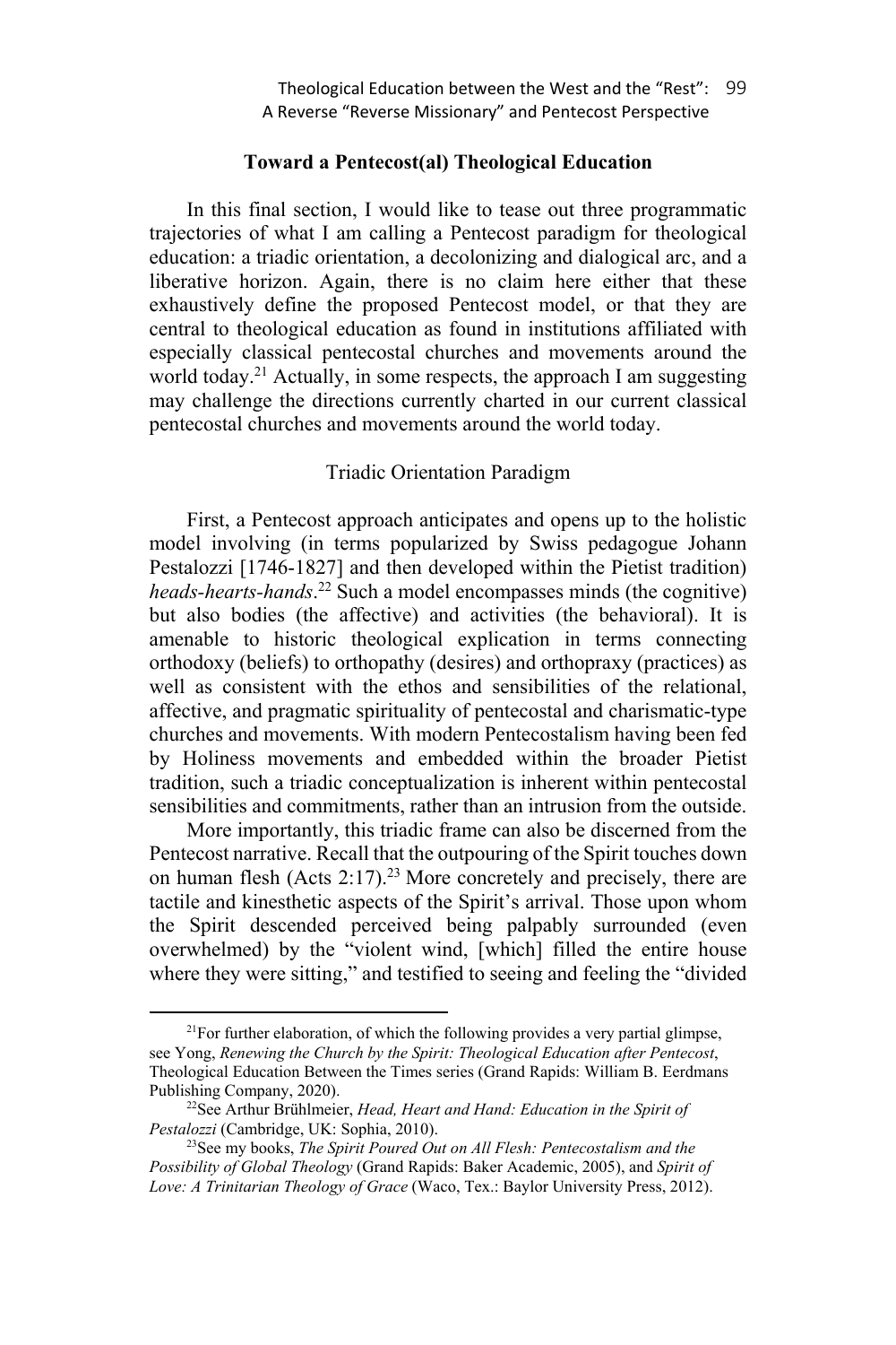## Toward a Pentecost(al) Theological Education

In this final section, I would like to tease out three programmatic trajectories of what I am calling a Pentecost paradigm for theological education: a triadic orientation, a decolonizing and dialogical arc, and a liberative horizon. Again, there is no claim here either that these exhaustively define the proposed Pentecost model, or that they are central to theological education as found in institutions affiliated with especially classical pentecostal churches and movements around the world today.[21] Actually, in some respects, the approach I am suggesting may challenge the directions currently charted in our current classical pentecostal churches and movements around the world today.

### Triadic Orientation Paradigm

First, a Pentecost approach anticipates and opens up to the holistic model involving (in terms popularized by Swiss pedagogue Johann Pestalozzi [1746-1827] and then developed within the Pietist tradition) *heads-hearts-hands*.[22] Such a model encompasses minds (the cognitive) but also bodies (the affective) and activities (the behavioral). It is amenable to historic theological explication in terms connecting orthodoxy (beliefs) to orthopathy (desires) and orthopraxy (practices) as well as consistent with the ethos and sensibilities of the relational, affective, and pragmatic spirituality of pentecostal and charismatic-type churches and movements. With modern Pentecostalism having been fed by Holiness movements and embedded within the broader Pietist tradition, such a triadic conceptualization is inherent within pentecostal sensibilities and commitments, rather than an intrusion from the outside.

More importantly, this triadic frame can also be discerned from the Pentecost narrative. Recall that the outpouring of the Spirit touches down on human flesh (Acts 2:17).[23] More concretely and precisely, there are tactile and kinesthetic aspects of the Spirit's arrival. Those upon whom the Spirit descended perceived being palpably surrounded (even overwhelmed) by the "violent wind, [which] filled the entire house where they were sitting," and testified to seeing and feeling the "divided

---

[21] For further elaboration, of which the following provides a very partial glimpse, see Yong, *Renewing the Church by the Spirit: Theological Education after Pentecost*, Theological Education Between the Times series (Grand Rapids: William B. Eerdmans Publishing Company, 2020).

[22] See Arthur Brühlmeier, *Head, Heart and Hand: Education in the Spirit of Pestalozzi* (Cambridge, UK: Sophia, 2010).

[23] See my books, *The Spirit Poured Out on All Flesh: Pentecostalism and the Possibility of Global Theology* (Grand Rapids: Baker Academic, 2005), and *Spirit of Love: A Trinitarian Theology of Grace* (Waco, Tex.: Baylor University Press, 2012).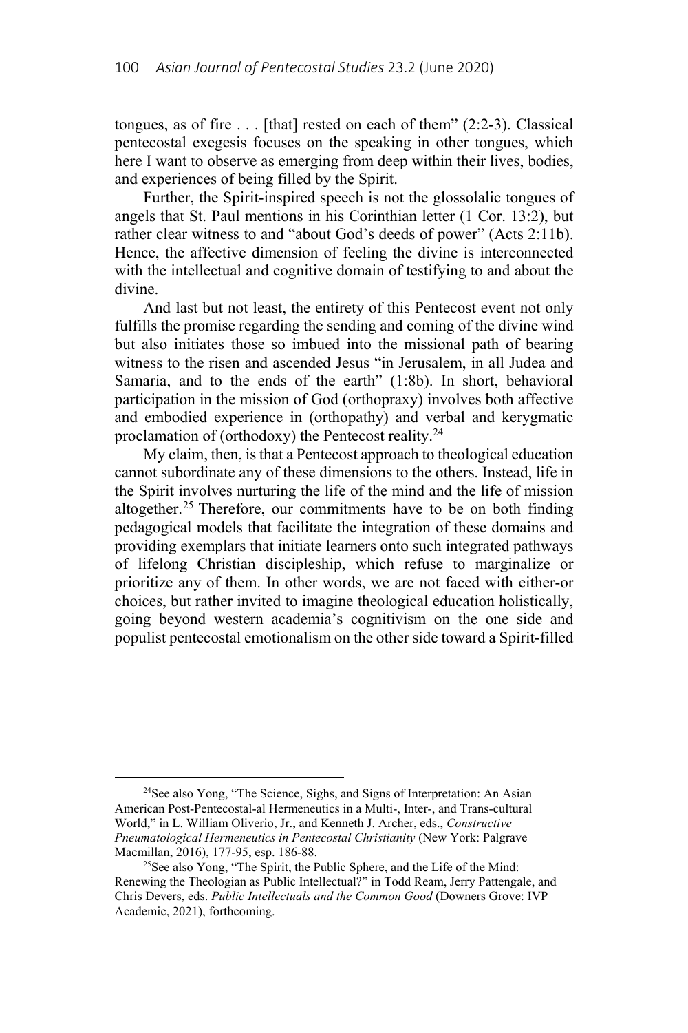tongues, as of fire . . . [that] rested on each of them" (2:2-3). Classical pentecostal exegesis focuses on the speaking in other tongues, which here I want to observe as emerging from deep within their lives, bodies, and experiences of being filled by the Spirit.

Further, the Spirit-inspired speech is not the glossolalic tongues of angels that St. Paul mentions in his Corinthian letter (1 Cor. 13:2), but rather clear witness to and "about God's deeds of power" (Acts 2:11b). Hence, the affective dimension of feeling the divine is interconnected with the intellectual and cognitive domain of testifying to and about the divine.

And last but not least, the entirety of this Pentecost event not only fulfills the promise regarding the sending and coming of the divine wind but also initiates those so imbued into the missional path of bearing witness to the risen and ascended Jesus "in Jerusalem, in all Judea and Samaria, and to the ends of the earth" (1:8b). In short, behavioral participation in the mission of God (orthopraxy) involves both affective and embodied experience in (orthopathy) and verbal and kerygmatic proclamation of (orthodoxy) the Pentecost reality.[24]

My claim, then, is that a Pentecost approach to theological education cannot subordinate any of these dimensions to the others. Instead, life in the Spirit involves nurturing the life of the mind and the life of mission altogether.[25] Therefore, our commitments have to be on both finding pedagogical models that facilitate the integration of these domains and providing exemplars that initiate learners onto such integrated pathways of lifelong Christian discipleship, which refuse to marginalize or prioritize any of them. In other words, we are not faced with either-or choices, but rather invited to imagine theological education holistically, going beyond western academia's cognitivism on the one side and populist pentecostal emotionalism on the other side toward a Spirit-filled

---

[24]See also Yong, "The Science, Sighs, and Signs of Interpretation: An Asian American Post-Pentecostal-al Hermeneutics in a Multi-, Inter-, and Trans-cultural World," in L. William Oliverio, Jr., and Kenneth J. Archer, eds., *Constructive Pneumatological Hermeneutics in Pentecostal Christianity* (New York: Palgrave Macmillan, 2016), 177-95, esp. 186-88.

[25]See also Yong, "The Spirit, the Public Sphere, and the Life of the Mind: Renewing the Theologian as Public Intellectual?" in Todd Ream, Jerry Pattengale, and Chris Devers, eds. *Public Intellectuals and the Common Good* (Downers Grove: IVP Academic, 2021), forthcoming.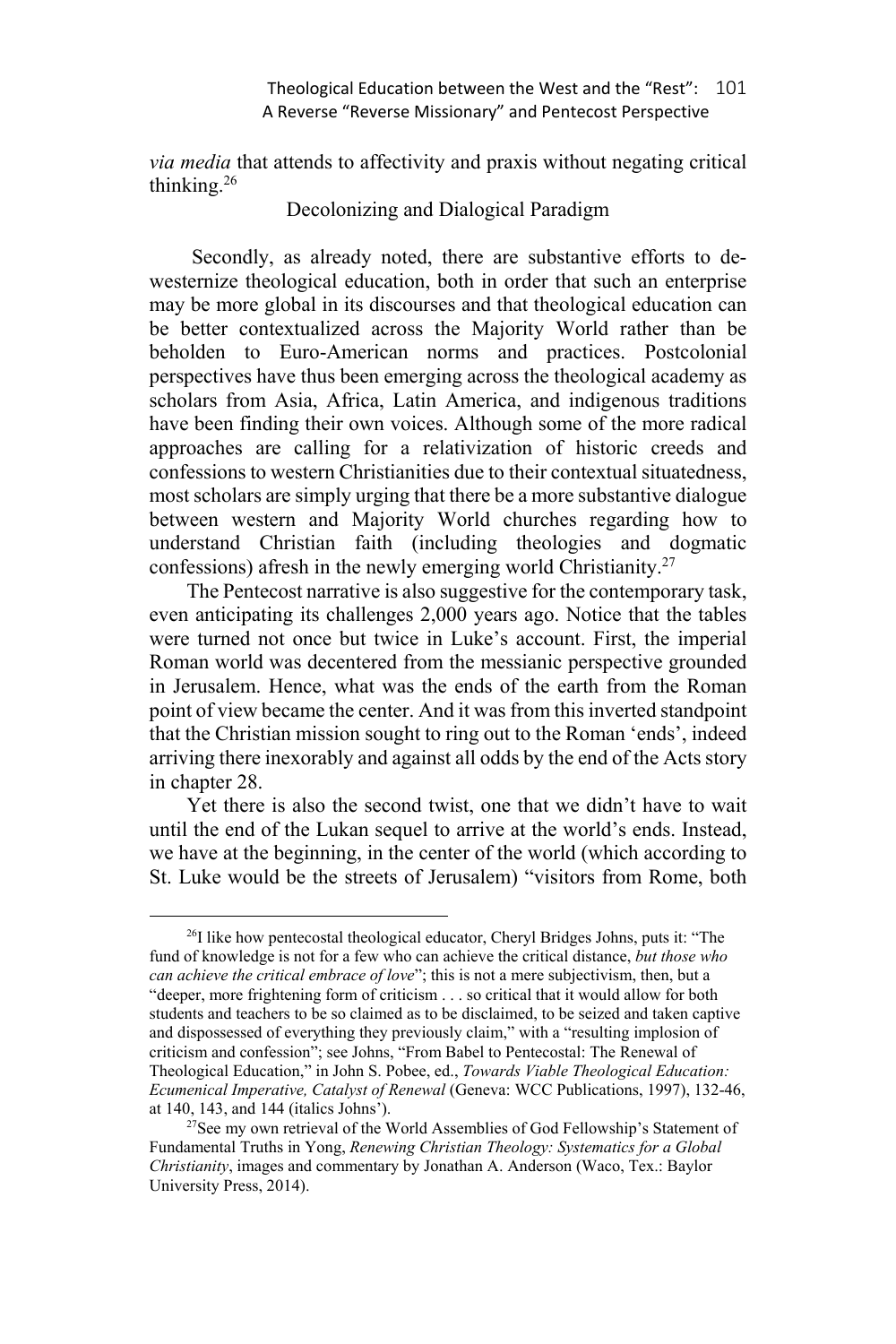*via media* that attends to affectivity and praxis without negating critical thinking.[26]

## Decolonizing and Dialogical Paradigm

Secondly, as already noted, there are substantive efforts to de-westernize theological education, both in order that such an enterprise may be more global in its discourses and that theological education can be better contextualized across the Majority World rather than be beholden to Euro-American norms and practices. Postcolonial perspectives have thus been emerging across the theological academy as scholars from Asia, Africa, Latin America, and indigenous traditions have been finding their own voices. Although some of the more radical approaches are calling for a relativization of historic creeds and confessions to western Christianities due to their contextual situatedness, most scholars are simply urging that there be a more substantive dialogue between western and Majority World churches regarding how to understand Christian faith (including theologies and dogmatic confessions) afresh in the newly emerging world Christianity.[27]

The Pentecost narrative is also suggestive for the contemporary task, even anticipating its challenges 2,000 years ago. Notice that the tables were turned not once but twice in Luke's account. First, the imperial Roman world was decentered from the messianic perspective grounded in Jerusalem. Hence, what was the ends of the earth from the Roman point of view became the center. And it was from this inverted standpoint that the Christian mission sought to ring out to the Roman 'ends', indeed arriving there inexorably and against all odds by the end of the Acts story in chapter 28.

Yet there is also the second twist, one that we didn't have to wait until the end of the Lukan sequel to arrive at the world's ends. Instead, we have at the beginning, in the center of the world (which according to St. Luke would be the streets of Jerusalem) "visitors from Rome, both

---

[26] I like how pentecostal theological educator, Cheryl Bridges Johns, puts it: "The fund of knowledge is not for a few who can achieve the critical distance, *but those who can achieve the critical embrace of love*"; this is not a mere subjectivism, then, but a "deeper, more frightening form of criticism . . . so critical that it would allow for both students and teachers to be so claimed as to be disclaimed, to be seized and taken captive and dispossessed of everything they previously claim," with a "resulting implosion of criticism and confession"; see Johns, "From Babel to Pentecostal: The Renewal of Theological Education," in John S. Pobee, ed., *Towards Viable Theological Education: Ecumenical Imperative, Catalyst of Renewal* (Geneva: WCC Publications, 1997), 132-46, at 140, 143, and 144 (italics Johns').

[27] See my own retrieval of the World Assemblies of God Fellowship's Statement of Fundamental Truths in Yong, *Renewing Christian Theology: Systematics for a Global Christianity*, images and commentary by Jonathan A. Anderson (Waco, Tex.: Baylor University Press, 2014).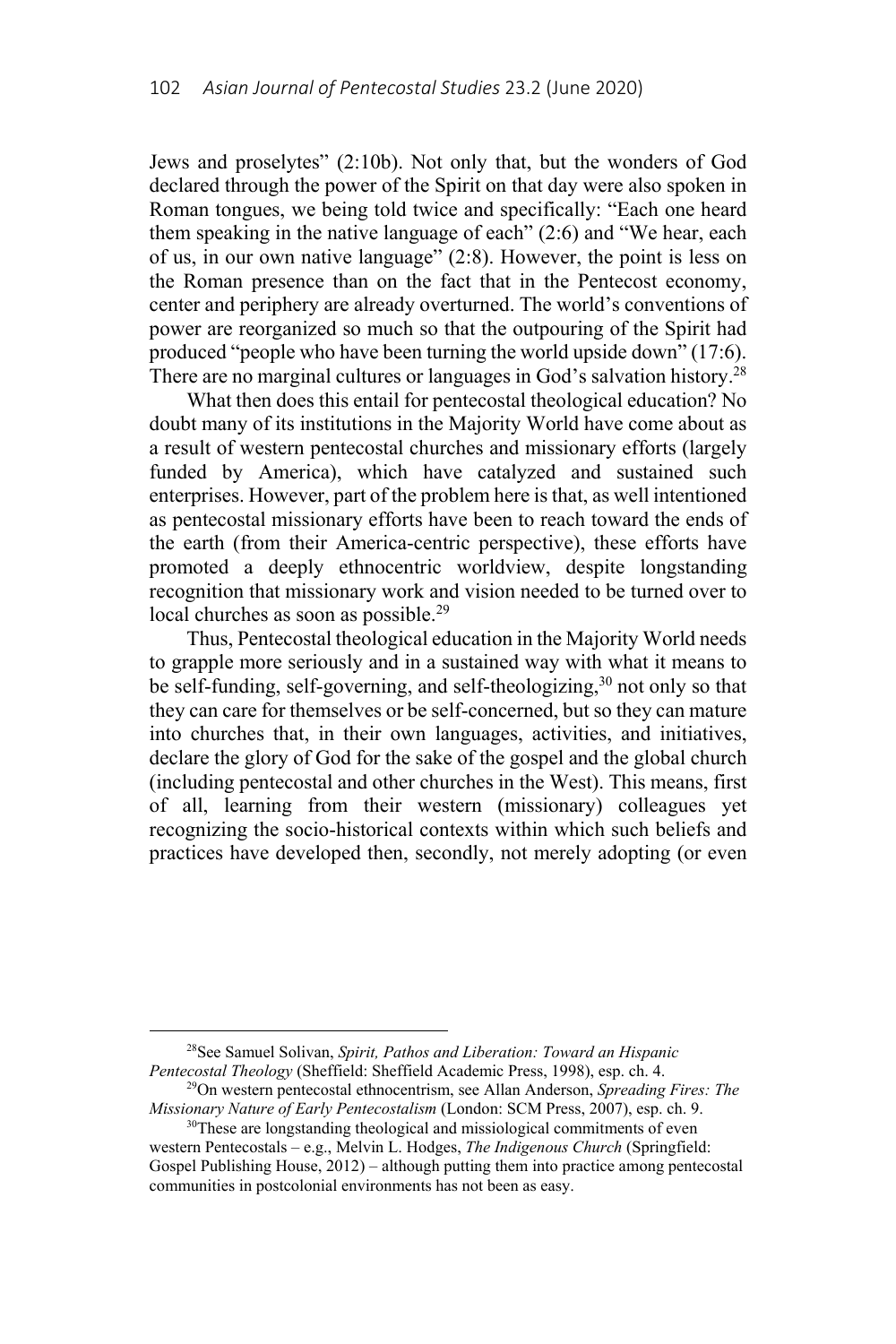Jews and proselytes" (2:10b). Not only that, but the wonders of God declared through the power of the Spirit on that day were also spoken in Roman tongues, we being told twice and specifically: "Each one heard them speaking in the native language of each" (2:6) and "We hear, each of us, in our own native language" (2:8). However, the point is less on the Roman presence than on the fact that in the Pentecost economy, center and periphery are already overturned. The world's conventions of power are reorganized so much so that the outpouring of the Spirit had produced "people who have been turning the world upside down" (17:6). There are no marginal cultures or languages in God's salvation history.[28]

What then does this entail for pentecostal theological education? No doubt many of its institutions in the Majority World have come about as a result of western pentecostal churches and missionary efforts (largely funded by America), which have catalyzed and sustained such enterprises. However, part of the problem here is that, as well intentioned as pentecostal missionary efforts have been to reach toward the ends of the earth (from their America-centric perspective), these efforts have promoted a deeply ethnocentric worldview, despite longstanding recognition that missionary work and vision needed to be turned over to local churches as soon as possible.[29]

Thus, Pentecostal theological education in the Majority World needs to grapple more seriously and in a sustained way with what it means to be self-funding, self-governing, and self-theologizing,[30] not only so that they can care for themselves or be self-concerned, but so they can mature into churches that, in their own languages, activities, and initiatives, declare the glory of God for the sake of the gospel and the global church (including pentecostal and other churches in the West). This means, first of all, learning from their western (missionary) colleagues yet recognizing the socio-historical contexts within which such beliefs and practices have developed then, secondly, not merely adopting (or even

---

[28]See Samuel Solivan, *Spirit, Pathos and Liberation: Toward an Hispanic Pentecostal Theology* (Sheffield: Sheffield Academic Press, 1998), esp. ch. 4.

[29]On western pentecostal ethnocentrism, see Allan Anderson, *Spreading Fires: The Missionary Nature of Early Pentecostalism* (London: SCM Press, 2007), esp. ch. 9.

[30]These are longstanding theological and missiological commitments of even western Pentecostals – e.g., Melvin L. Hodges, *The Indigenous Church* (Springfield: Gospel Publishing House, 2012) – although putting them into practice among pentecostal communities in postcolonial environments has not been as easy.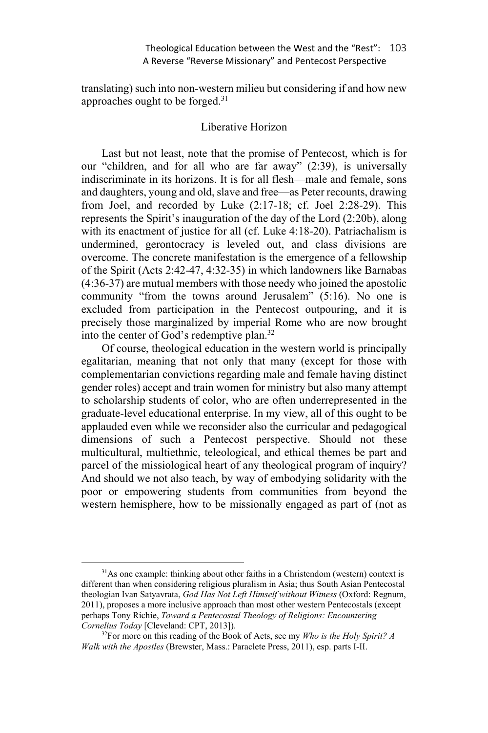translating) such into non-western milieu but considering if and how new approaches ought to be forged.[31]

## Liberative Horizon

Last but not least, note that the promise of Pentecost, which is for our "children, and for all who are far away" (2:39), is universally indiscriminate in its horizons. It is for all flesh—male and female, sons and daughters, young and old, slave and free—as Peter recounts, drawing from Joel, and recorded by Luke (2:17-18; cf. Joel 2:28-29). This represents the Spirit's inauguration of the day of the Lord (2:20b), along with its enactment of justice for all (cf. Luke 4:18-20). Patriachalism is undermined, gerontocracy is leveled out, and class divisions are overcome. The concrete manifestation is the emergence of a fellowship of the Spirit (Acts 2:42-47, 4:32-35) in which landowners like Barnabas (4:36-37) are mutual members with those needy who joined the apostolic community "from the towns around Jerusalem" (5:16). No one is excluded from participation in the Pentecost outpouring, and it is precisely those marginalized by imperial Rome who are now brought into the center of God's redemptive plan.[32]

Of course, theological education in the western world is principally egalitarian, meaning that not only that many (except for those with complementarian convictions regarding male and female having distinct gender roles) accept and train women for ministry but also many attempt to scholarship students of color, who are often underrepresented in the graduate-level educational enterprise. In my view, all of this ought to be applauded even while we reconsider also the curricular and pedagogical dimensions of such a Pentecost perspective. Should not these multicultural, multiethnic, teleological, and ethical themes be part and parcel of the missiological heart of any theological program of inquiry? And should we not also teach, by way of embodying solidarity with the poor or empowering students from communities from beyond the western hemisphere, how to be missionally engaged as part of (not as

---

[31] As one example: thinking about other faiths in a Christendom (western) context is different than when considering religious pluralism in Asia; thus South Asian Pentecostal theologian Ivan Satyavrata, *God Has Not Left Himself without Witness* (Oxford: Regnum, 2011), proposes a more inclusive approach than most other western Pentecostals (except perhaps Tony Richie, *Toward a Pentecostal Theology of Religions: Encountering Cornelius Today* [Cleveland: CPT, 2013]).

[32] For more on this reading of the Book of Acts, see my *Who is the Holy Spirit? A Walk with the Apostles* (Brewster, Mass.: Paraclete Press, 2011), esp. parts I-II.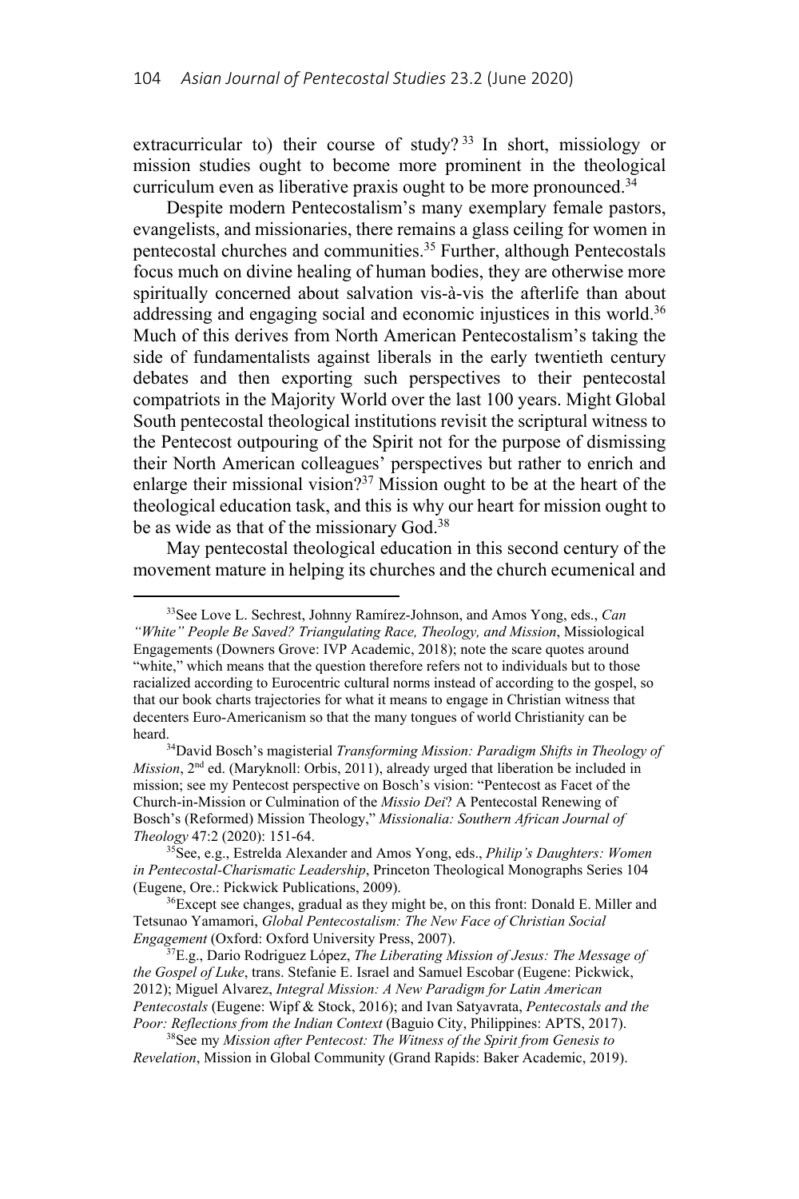extracurricular to) their course of study?[33] In short, missiology or mission studies ought to become more prominent in the theological curriculum even as liberative praxis ought to be more pronounced.[34]

Despite modern Pentecostalism's many exemplary female pastors, evangelists, and missionaries, there remains a glass ceiling for women in pentecostal churches and communities.[35] Further, although Pentecostals focus much on divine healing of human bodies, they are otherwise more spiritually concerned about salvation vis-à-vis the afterlife than about addressing and engaging social and economic injustices in this world.[36] Much of this derives from North American Pentecostalism's taking the side of fundamentalists against liberals in the early twentieth century debates and then exporting such perspectives to their pentecostal compatriots in the Majority World over the last 100 years. Might Global South pentecostal theological institutions revisit the scriptural witness to the Pentecost outpouring of the Spirit not for the purpose of dismissing their North American colleagues' perspectives but rather to enrich and enlarge their missional vision?[37] Mission ought to be at the heart of the theological education task, and this is why our heart for mission ought to be as wide as that of the missionary God.[38]

May pentecostal theological education in this second century of the movement mature in helping its churches and the church ecumenical and

---

[33]See Love L. Sechrest, Johnny Ramírez-Johnson, and Amos Yong, eds., *Can "White" People Be Saved? Triangulating Race, Theology, and Mission*, Missiological Engagements (Downers Grove: IVP Academic, 2018); note the scare quotes around "white," which means that the question therefore refers not to individuals but to those racialized according to Eurocentric cultural norms instead of according to the gospel, so that our book charts trajectories for what it means to engage in Christian witness that decenters Euro-Americanism so that the many tongues of world Christianity can be heard.

[34]David Bosch's magisterial *Transforming Mission: Paradigm Shifts in Theology of Mission*, 2nd ed. (Maryknoll: Orbis, 2011), already urged that liberation be included in mission; see my Pentecost perspective on Bosch's vision: "Pentecost as Facet of the Church-in-Mission or Culmination of the *Missio Dei*? A Pentecostal Renewing of Bosch's (Reformed) Mission Theology," *Missionalia: Southern African Journal of Theology* 47:2 (2020): 151-64.

[35]See, e.g., Estrelda Alexander and Amos Yong, eds., *Philip's Daughters: Women in Pentecostal-Charismatic Leadership*, Princeton Theological Monographs Series 104 (Eugene, Ore.: Pickwick Publications, 2009).

[36]Except see changes, gradual as they might be, on this front: Donald E. Miller and Tetsunao Yamamori, *Global Pentecostalism: The New Face of Christian Social Engagement* (Oxford: Oxford University Press, 2007).

[37]E.g., Dario Rodriguez López, *The Liberating Mission of Jesus: The Message of the Gospel of Luke*, trans. Stefanie E. Israel and Samuel Escobar (Eugene: Pickwick, 2012); Miguel Alvarez, *Integral Mission: A New Paradigm for Latin American Pentecostals* (Eugene: Wipf & Stock, 2016); and Ivan Satyavrata, *Pentecostals and the Poor: Reflections from the Indian Context* (Baguio City, Philippines: APTS, 2017).

[38]See my *Mission after Pentecost: The Witness of the Spirit from Genesis to Revelation*, Mission in Global Community (Grand Rapids: Baker Academic, 2019).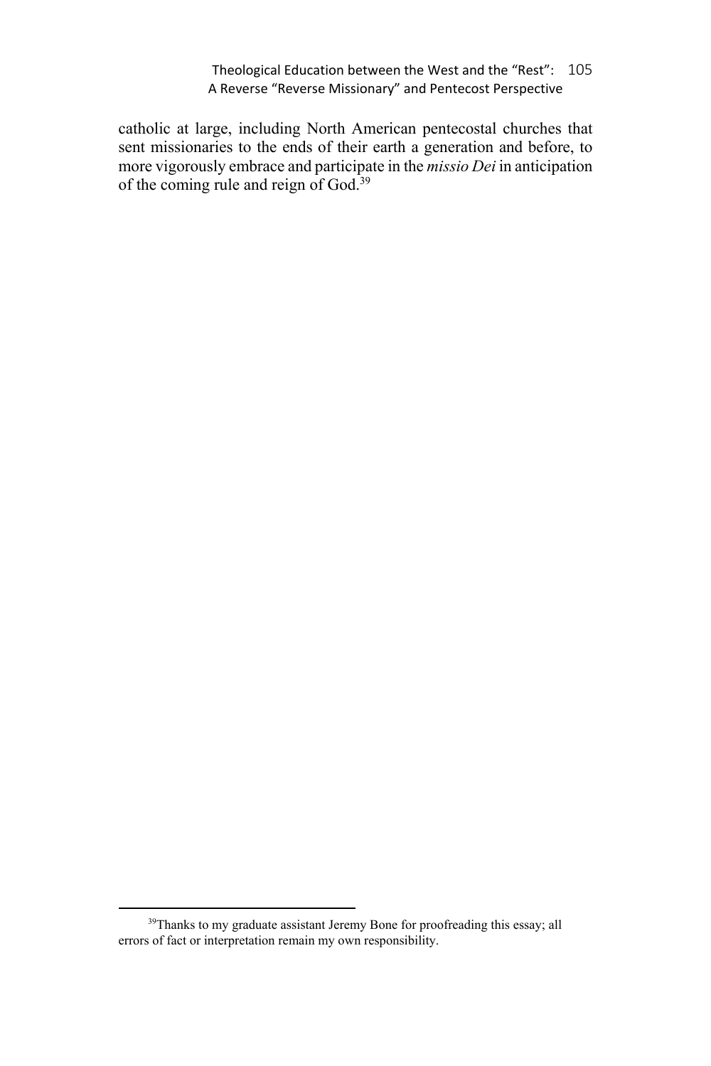catholic at large, including North American pentecostal churches that sent missionaries to the ends of their earth a generation and before, to more vigorously embrace and participate in the *missio Dei* in anticipation of the coming rule and reign of God.[39]

---

[39]Thanks to my graduate assistant Jeremy Bone for proofreading this essay; all errors of fact or interpretation remain my own responsibility.